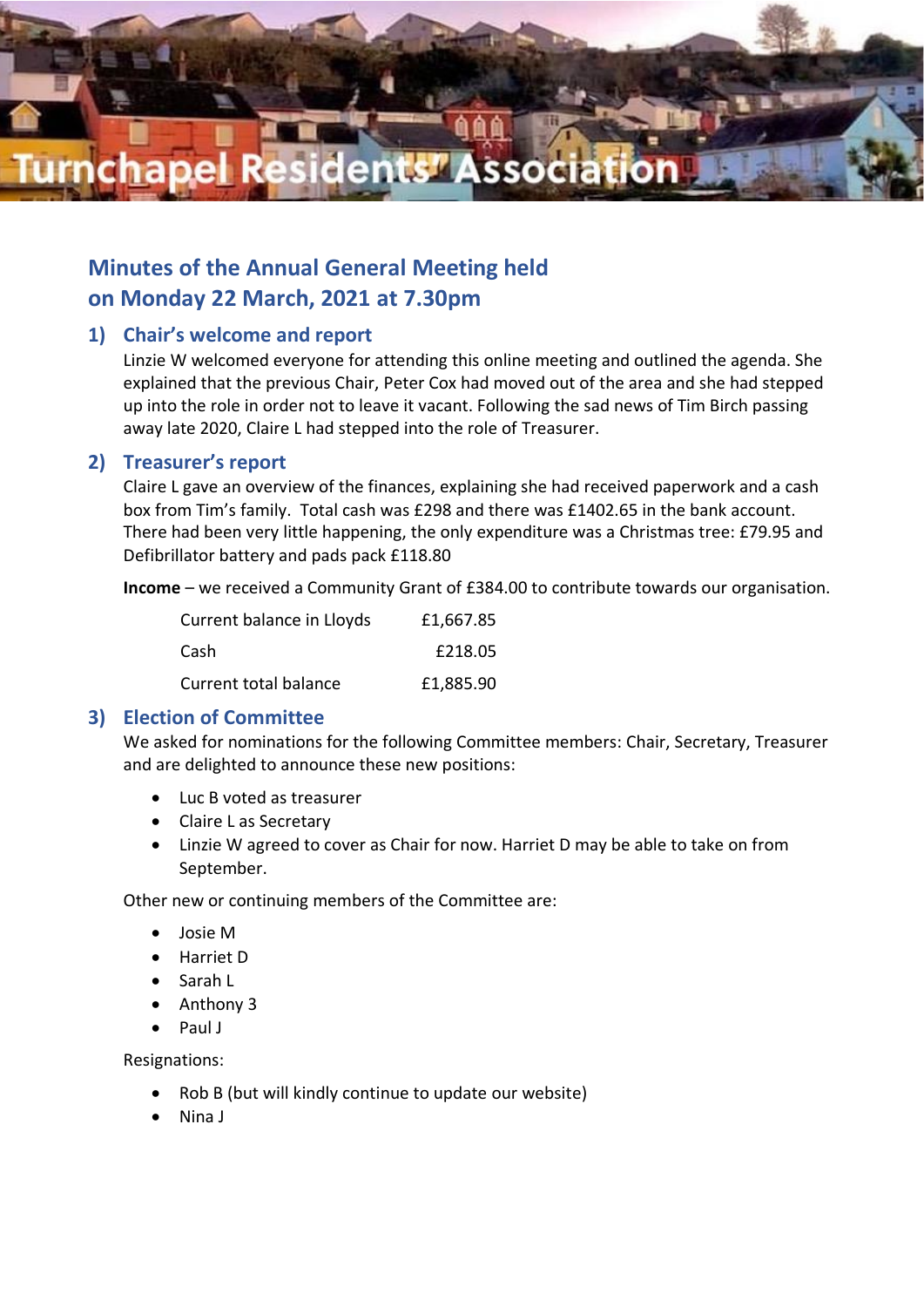# Turnchapel Residents' Association

## Minutes of the Annual General Meeting held on Monday 22 March, 2021 at 7.30pm

### 1) Chair's welcome and report

Linzie W welcomed everyone for attending this online meeting and outlined the agenda. She explained that the previous Chair, Peter Cox had moved out of the area and she had stepped up into the role in order not to leave it vacant. Following the sad news of Tim Birch passing away late 2020, Claire L had stepped into the role of Treasurer.

### 2) Treasurer's report

Claire L gave an overview of the finances, explaining she had received paperwork and a cash box from Tim's family. Total cash was £298 and there was £1402.65 in the bank account. There had been very little happening, the only expenditure was a Christmas tree: £79.95 and Defibrillator battery and pads pack £118.80

**Income** – we received a Community Grant of £384.00 to contribute towards our organisation.

| | |
|---|---|
| Current balance in Lloyds | £1,667.85 |
| Cash | £218.05 |
| Current total balance | £1,885.90 |

### 3) Election of Committee

We asked for nominations for the following Committee members: Chair, Secretary, Treasurer and are delighted to announce these new positions:

- Luc B voted as treasurer
- Claire L as Secretary
- Linzie W agreed to cover as Chair for now. Harriet D may be able to take on from September.

Other new or continuing members of the Committee are:

- Josie M
- Harriet D
- Sarah L
- Anthony 3
- Paul J

Resignations:

- Rob B (but will kindly continue to update our website)
- Nina J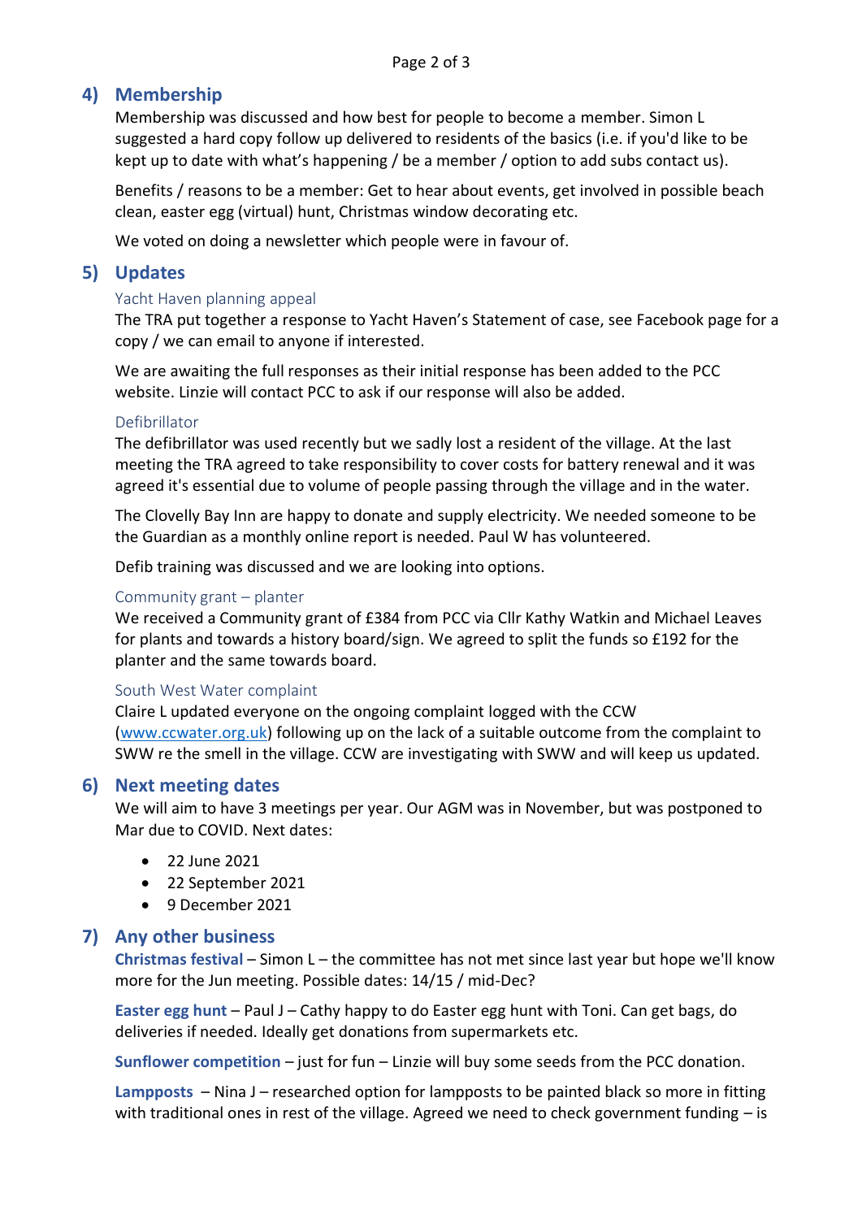## 4) Membership

Membership was discussed and how best for people to become a member. Simon L suggested a hard copy follow up delivered to residents of the basics (i.e. if you'd like to be kept up to date with what's happening / be a member / option to add subs contact us).

Benefits / reasons to be a member: Get to hear about events, get involved in possible beach clean, easter egg (virtual) hunt, Christmas window decorating etc.

We voted on doing a newsletter which people were in favour of.

## 5) Updates

### Yacht Haven planning appeal

The TRA put together a response to Yacht Haven's Statement of case, see Facebook page for a copy / we can email to anyone if interested.

We are awaiting the full responses as their initial response has been added to the PCC website. Linzie will contact PCC to ask if our response will also be added.

### Defibrillator

The defibrillator was used recently but we sadly lost a resident of the village. At the last meeting the TRA agreed to take responsibility to cover costs for battery renewal and it was agreed it's essential due to volume of people passing through the village and in the water.

The Clovelly Bay Inn are happy to donate and supply electricity. We needed someone to be the Guardian as a monthly online report is needed. Paul W has volunteered.

Defib training was discussed and we are looking into options.

### Community grant – planter

We received a Community grant of £384 from PCC via Cllr Kathy Watkin and Michael Leaves for plants and towards a history board/sign. We agreed to split the funds so £192 for the planter and the same towards board.

### South West Water complaint

Claire L updated everyone on the ongoing complaint logged with the CCW ([www.ccwater.org.uk](http://www.ccwater.org.uk)) following up on the lack of a suitable outcome from the complaint to SWW re the smell in the village. CCW are investigating with SWW and will keep us updated.

## 6) Next meeting dates

We will aim to have 3 meetings per year. Our AGM was in November, but was postponed to Mar due to COVID. Next dates:

- 22 June 2021
- 22 September 2021
- 9 December 2021

## 7) Any other business

**Christmas festival** – Simon L – the committee has not met since last year but hope we'll know more for the Jun meeting. Possible dates: 14/15 / mid-Dec?

**Easter egg hunt** – Paul J – Cathy happy to do Easter egg hunt with Toni. Can get bags, do deliveries if needed. Ideally get donations from supermarkets etc.

**Sunflower competition** – just for fun – Linzie will buy some seeds from the PCC donation.

**Lampposts** – Nina J – researched option for lampposts to be painted black so more in fitting with traditional ones in rest of the village. Agreed we need to check government funding – is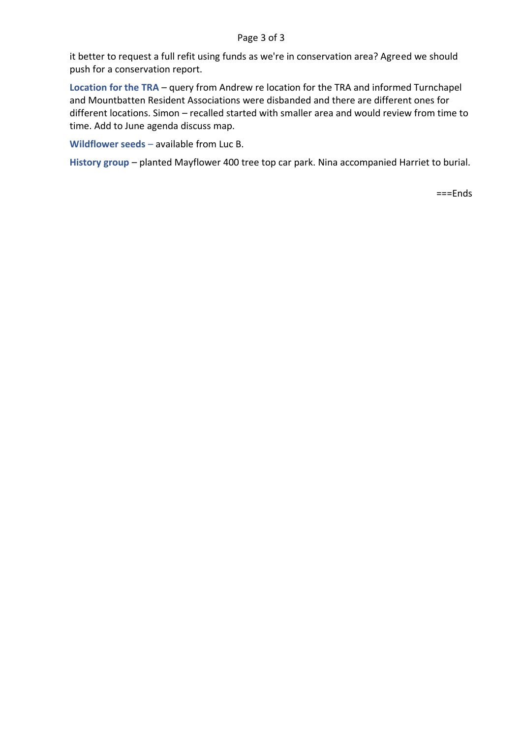it better to request a full refit using funds as we're in conservation area? Agreed we should push for a conservation report.

**Location for the TRA** – query from Andrew re location for the TRA and informed Turnchapel and Mountbatten Resident Associations were disbanded and there are different ones for different locations. Simon – recalled started with smaller area and would review from time to time. Add to June agenda discuss map.

**Wildflower seeds** – available from Luc B.

**History group** – planted Mayflower 400 tree top car park. Nina accompanied Harriet to burial.

===Ends